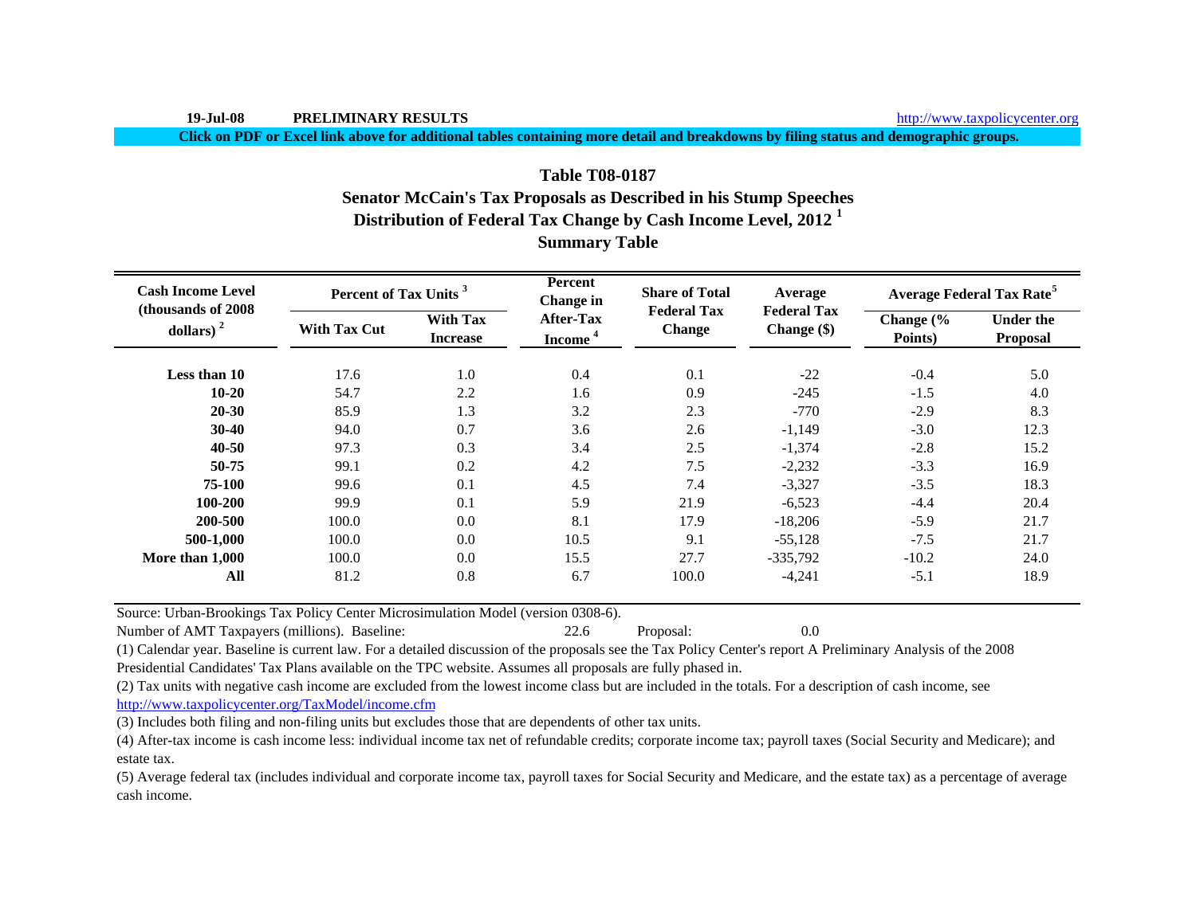19-Jul-08 **PRELIMINARY RESULTS** http://www.taxpolicycenter.org

**Click on PDF or Excel link above for additional tables containing more detail and breakdowns by filing status and demographic groups.**

## Table T08-0187
## Senator McCain's Tax Proposals as Described in his Stump Speeches
## Distribution of Federal Tax Change by Cash Income Level, 2012 [1]
## Summary Table

| Cash Income Level (thousands of 2008 dollars) [2] | Percent of Tax Units [3] | | Percent Change in After-Tax Income [4] | Share of Total Federal Tax Change | Average Federal Tax Change ($) | Average Federal Tax Rate[5] | |
|---|---|---|---|---|---|---|---|
| | With Tax Cut | With Tax Increase | | | | Change (% Points) | Under the Proposal |
| **Less than 10** | 17.6 | 1.0 | 0.4 | 0.1 | -22 | -0.4 | 5.0 |
| **10-20** | 54.7 | 2.2 | 1.6 | 0.9 | -245 | -1.5 | 4.0 |
| **20-30** | 85.9 | 1.3 | 3.2 | 2.3 | -770 | -2.9 | 8.3 |
| **30-40** | 94.0 | 0.7 | 3.6 | 2.6 | -1,149 | -3.0 | 12.3 |
| **40-50** | 97.3 | 0.3 | 3.4 | 2.5 | -1,374 | -2.8 | 15.2 |
| **50-75** | 99.1 | 0.2 | 4.2 | 7.5 | -2,232 | -3.3 | 16.9 |
| **75-100** | 99.6 | 0.1 | 4.5 | 7.4 | -3,327 | -3.5 | 18.3 |
| **100-200** | 99.9 | 0.1 | 5.9 | 21.9 | -6,523 | -4.4 | 20.4 |
| **200-500** | 100.0 | 0.0 | 8.1 | 17.9 | -18,206 | -5.9 | 21.7 |
| **500-1,000** | 100.0 | 0.0 | 10.5 | 9.1 | -55,128 | -7.5 | 21.7 |
| **More than 1,000** | 100.0 | 0.0 | 15.5 | 27.7 | -335,792 | -10.2 | 24.0 |
| **All** | 81.2 | 0.8 | 6.7 | 100.0 | -4,241 | -5.1 | 18.9 |

Source: Urban-Brookings Tax Policy Center Microsimulation Model (version 0308-6).

Number of AMT Taxpayers (millions). Baseline: 22.6 Proposal: 0.0

(1) Calendar year. Baseline is current law. For a detailed discussion of the proposals see the Tax Policy Center's report A Preliminary Analysis of the 2008 Presidential Candidates' Tax Plans available on the TPC website. Assumes all proposals are fully phased in.

(2) Tax units with negative cash income are excluded from the lowest income class but are included in the totals. For a description of cash income, see http://www.taxpolicycenter.org/TaxModel/income.cfm

(3) Includes both filing and non-filing units but excludes those that are dependents of other tax units.

(4) After-tax income is cash income less: individual income tax net of refundable credits; corporate income tax; payroll taxes (Social Security and Medicare); and estate tax.

(5) Average federal tax (includes individual and corporate income tax, payroll taxes for Social Security and Medicare, and the estate tax) as a percentage of average cash income.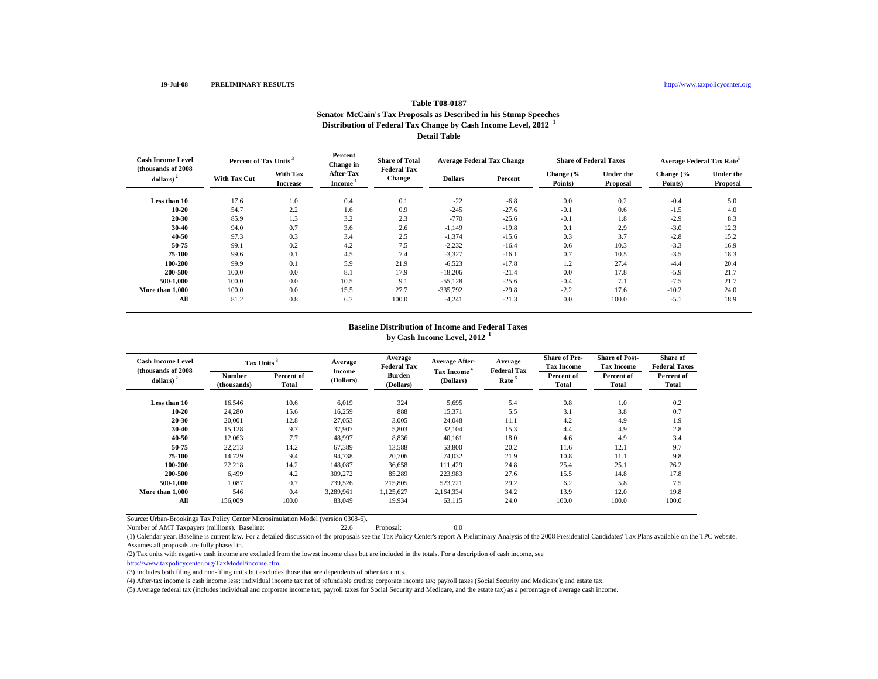19-Jul-08 PRELIMINARY RESULTS http://www.taxpolicycenter.org

**Table T08-0187**
**Senator McCain's Tax Proposals as Described in his Stump Speeches**
**Distribution of Federal Tax Change by Cash Income Level, 2012 [1]**
**Detail Table**

| Cash Income Level (thousands of 2008 dollars) [2] | Percent of Tax Units [3] | | Percent Change in After-Tax Income [4] | Share of Total Federal Tax Change | Average Federal Tax Change | | Share of Federal Taxes | | Average Federal Tax Rate [5] | |
|---|---|---|---|---|---|---|---|---|---|---|
| | With Tax Cut | With Tax Increase | | | Dollars | Percent | Change (% Points) | Under the Proposal | Change (% Points) | Under the Proposal |
| Less than 10 | 17.6 | 1.0 | 0.4 | 0.1 | -22 | -6.8 | 0.0 | 0.2 | -0.4 | 5.0 |
| 10-20 | 54.7 | 2.2 | 1.6 | 0.9 | -245 | -27.6 | -0.1 | 0.6 | -1.5 | 4.0 |
| 20-30 | 85.9 | 1.3 | 3.2 | 2.3 | -770 | -25.6 | -0.1 | 1.8 | -2.9 | 8.3 |
| 30-40 | 94.0 | 0.7 | 3.6 | 2.6 | -1,149 | -19.8 | 0.1 | 2.9 | -3.0 | 12.3 |
| 40-50 | 97.3 | 0.3 | 3.4 | 2.5 | -1,374 | -15.6 | 0.3 | 3.7 | -2.8 | 15.2 |
| 50-75 | 99.1 | 0.2 | 4.2 | 7.5 | -2,232 | -16.4 | 0.6 | 10.3 | -3.3 | 16.9 |
| 75-100 | 99.6 | 0.1 | 4.5 | 7.4 | -3,327 | -16.1 | 0.7 | 10.5 | -3.5 | 18.3 |
| 100-200 | 99.9 | 0.1 | 5.9 | 21.9 | -6,523 | -17.8 | 1.2 | 27.4 | -4.4 | 20.4 |
| 200-500 | 100.0 | 0.0 | 8.1 | 17.9 | -18,206 | -21.4 | 0.0 | 17.8 | -5.9 | 21.7 |
| 500-1,000 | 100.0 | 0.0 | 10.5 | 9.1 | -55,128 | -25.6 | -0.4 | 7.1 | -7.5 | 21.7 |
| More than 1,000 | 100.0 | 0.0 | 15.5 | 27.7 | -335,792 | -29.8 | -2.2 | 17.6 | -10.2 | 24.0 |
| All | 81.2 | 0.8 | 6.7 | 100.0 | -4,241 | -21.3 | 0.0 | 100.0 | -5.1 | 18.9 |

**Baseline Distribution of Income and Federal Taxes**
**by Cash Income Level, 2012 [1]**

| Cash Income Level (thousands of 2008 dollars) [2] | Tax Units [3] | | Average Income (Dollars) | Average Federal Tax Burden (Dollars) | Average After-Tax Income [4] (Dollars) | Average Federal Tax Rate [5] | Share of Pre-Tax Income | Share of Post-Tax Income | Share of Federal Taxes |
|---|---|---|---|---|---|---|---|---|---|
| | Number (thousands) | Percent of Total | | | | | Percent of Total | Percent of Total | Percent of Total |
| Less than 10 | 16,546 | 10.6 | 6,019 | 324 | 5,695 | 5.4 | 0.8 | 1.0 | 0.2 |
| 10-20 | 24,280 | 15.6 | 16,259 | 888 | 15,371 | 5.5 | 3.1 | 3.8 | 0.7 |
| 20-30 | 20,001 | 12.8 | 27,053 | 3,005 | 24,048 | 11.1 | 4.2 | 4.9 | 1.9 |
| 30-40 | 15,128 | 9.7 | 37,907 | 5,803 | 32,104 | 15.3 | 4.4 | 4.9 | 2.8 |
| 40-50 | 12,063 | 7.7 | 48,997 | 8,836 | 40,161 | 18.0 | 4.6 | 4.9 | 3.4 |
| 50-75 | 22,213 | 14.2 | 67,389 | 13,588 | 53,800 | 20.2 | 11.6 | 12.1 | 9.7 |
| 75-100 | 14,729 | 9.4 | 94,738 | 20,706 | 74,032 | 21.9 | 10.8 | 11.1 | 9.8 |
| 100-200 | 22,218 | 14.2 | 148,087 | 36,658 | 111,429 | 24.8 | 25.4 | 25.1 | 26.2 |
| 200-500 | 6,499 | 4.2 | 309,272 | 85,289 | 223,983 | 27.6 | 15.5 | 14.8 | 17.8 |
| 500-1,000 | 1,087 | 0.7 | 739,526 | 215,805 | 523,721 | 29.2 | 6.2 | 5.8 | 7.5 |
| More than 1,000 | 546 | 0.4 | 3,289,961 | 1,125,627 | 2,164,334 | 34.2 | 13.9 | 12.0 | 19.8 |
| All | 156,009 | 100.0 | 83,049 | 19,934 | 63,115 | 24.0 | 100.0 | 100.0 | 100.0 |

Source: Urban-Brookings Tax Policy Center Microsimulation Model (version 0308-6).

Number of AMT Taxpayers (millions). Baseline: 22.6 Proposal: 0.0

(1) Calendar year. Baseline is current law. For a detailed discussion of the proposals see the Tax Policy Center's report A Preliminary Analysis of the 2008 Presidential Candidates' Tax Plans available on the TPC website. Assumes all proposals are fully phased in.

(2) Tax units with negative cash income are excluded from the lowest income class but are included in the totals. For a description of cash income, see http://www.taxpolicycenter.org/TaxModel/income.cfm

(3) Includes both filing and non-filing units but excludes those that are dependents of other tax units.

(4) After-tax income is cash income less: individual income tax net of refundable credits; corporate income tax; payroll taxes (Social Security and Medicare); and estate tax.

(5) Average federal tax (includes individual and corporate income tax, payroll taxes for Social Security and Medicare, and the estate tax) as a percentage of average cash income.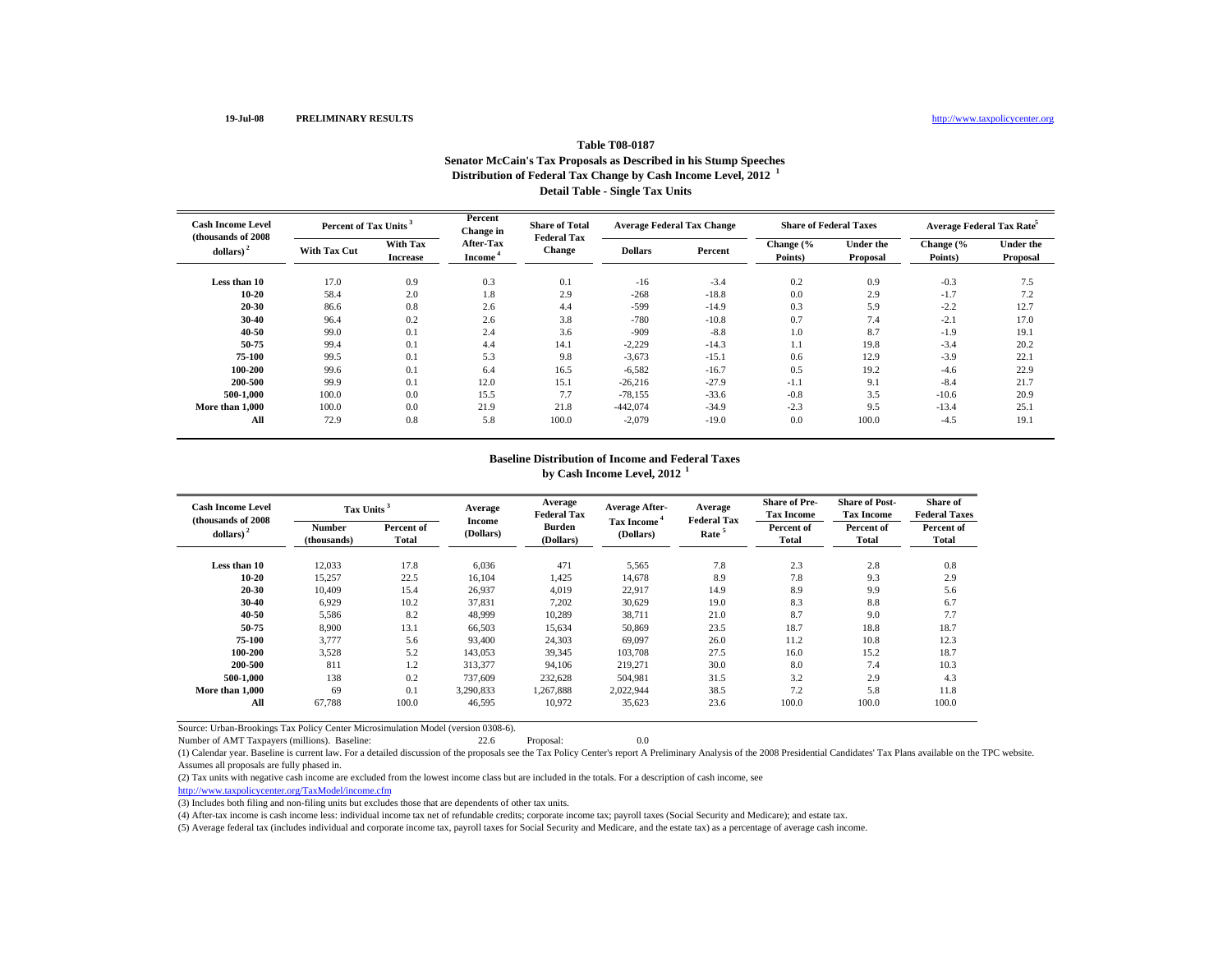19-Jul-08 PRELIMINARY RESULTS http://www.taxpolicycenter.org

### Table T08-0187

### Senator McCain's Tax Proposals as Described in his Stump Speeches

### Distribution of Federal Tax Change by Cash Income Level, 2012 [1]

### Detail Table - Single Tax Units

| Cash Income Level (thousands of 2008 dollars) [2] | Percent of Tax Units [3] | | Percent Change in After-Tax Income [4] | Share of Total Federal Tax Change | Average Federal Tax Change | | Share of Federal Taxes | | Average Federal Tax Rate[5] | |
|---|---|---|---|---|---|---|---|---|---|---|
| | With Tax Cut | With Tax Increase | | | Dollars | Percent | Change (% Points) | Under the Proposal | Change (% Points) | Under the Proposal |
| Less than 10 | 17.0 | 0.9 | 0.3 | 0.1 | -16 | -3.4 | 0.2 | 0.9 | -0.3 | 7.5 |
| 10-20 | 58.4 | 2.0 | 1.8 | 2.9 | -268 | -18.8 | 0.0 | 2.9 | -1.7 | 7.2 |
| 20-30 | 86.6 | 0.8 | 2.6 | 4.4 | -599 | -14.9 | 0.3 | 5.9 | -2.2 | 12.7 |
| 30-40 | 96.4 | 0.2 | 2.6 | 3.8 | -780 | -10.8 | 0.7 | 7.4 | -2.1 | 17.0 |
| 40-50 | 99.0 | 0.1 | 2.4 | 3.6 | -909 | -8.8 | 1.0 | 8.7 | -1.9 | 19.1 |
| 50-75 | 99.4 | 0.1 | 4.4 | 14.1 | -2,229 | -14.3 | 1.1 | 19.8 | -3.4 | 20.2 |
| 75-100 | 99.5 | 0.1 | 5.3 | 9.8 | -3,673 | -15.1 | 0.6 | 12.9 | -3.9 | 22.1 |
| 100-200 | 99.6 | 0.1 | 6.4 | 16.5 | -6,582 | -16.7 | 0.5 | 19.2 | -4.6 | 22.9 |
| 200-500 | 99.9 | 0.1 | 12.0 | 15.1 | -26,216 | -27.9 | -1.1 | 9.1 | -8.4 | 21.7 |
| 500-1,000 | 100.0 | 0.0 | 15.5 | 7.7 | -78,155 | -33.6 | -0.8 | 3.5 | -10.6 | 20.9 |
| More than 1,000 | 100.0 | 0.0 | 21.9 | 21.8 | -442,074 | -34.9 | -2.3 | 9.5 | -13.4 | 25.1 |
| All | 72.9 | 0.8 | 5.8 | 100.0 | -2,079 | -19.0 | 0.0 | 100.0 | -4.5 | 19.1 |

### Baseline Distribution of Income and Federal Taxes by Cash Income Level, 2012 [1]

| Cash Income Level (thousands of 2008 dollars) [2] | Tax Units [3] | | Average Income (Dollars) | Average Federal Tax Burden (Dollars) | Average After-Tax Income [4] (Dollars) | Average Federal Tax Rate [5] | Share of Pre-Tax Income | Share of Post-Tax Income | Share of Federal Taxes |
|---|---|---|---|---|---|---|---|---|---|
| | Number (thousands) | Percent of Total | | | | | Percent of Total | Percent of Total | Percent of Total |
| Less than 10 | 12,033 | 17.8 | 6,036 | 471 | 5,565 | 7.8 | 2.3 | 2.8 | 0.8 |
| 10-20 | 15,257 | 22.5 | 16,104 | 1,425 | 14,678 | 8.9 | 7.8 | 9.3 | 2.9 |
| 20-30 | 10,409 | 15.4 | 26,937 | 4,019 | 22,917 | 14.9 | 8.9 | 9.9 | 5.6 |
| 30-40 | 6,929 | 10.2 | 37,831 | 7,202 | 30,629 | 19.0 | 8.3 | 8.8 | 6.7 |
| 40-50 | 5,586 | 8.2 | 48,999 | 10,289 | 38,711 | 21.0 | 8.7 | 9.0 | 7.7 |
| 50-75 | 8,900 | 13.1 | 66,503 | 15,634 | 50,869 | 23.5 | 18.7 | 18.8 | 18.7 |
| 75-100 | 3,777 | 5.6 | 93,400 | 24,303 | 69,097 | 26.0 | 11.2 | 10.8 | 12.3 |
| 100-200 | 3,528 | 5.2 | 143,053 | 39,345 | 103,708 | 27.5 | 16.0 | 15.2 | 18.7 |
| 200-500 | 811 | 1.2 | 313,377 | 94,106 | 219,271 | 30.0 | 8.0 | 7.4 | 10.3 |
| 500-1,000 | 138 | 0.2 | 737,609 | 232,628 | 504,981 | 31.5 | 3.2 | 2.9 | 4.3 |
| More than 1,000 | 69 | 0.1 | 3,290,833 | 1,267,888 | 2,022,944 | 38.5 | 7.2 | 5.8 | 11.8 |
| All | 67,788 | 100.0 | 46,595 | 10,972 | 35,623 | 23.6 | 100.0 | 100.0 | 100.0 |

Source: Urban-Brookings Tax Policy Center Microsimulation Model (version 0308-6).

Number of AMT Taxpayers (millions). Baseline: 22.6 Proposal: 0.0

(1) Calendar year. Baseline is current law. For a detailed discussion of the proposals see the Tax Policy Center's report A Preliminary Analysis of the 2008 Presidential Candidates' Tax Plans available on the TPC website. Assumes all proposals are fully phased in.

(2) Tax units with negative cash income are excluded from the lowest income class but are included in the totals. For a description of cash income, see http://www.taxpolicycenter.org/TaxModel/income.cfm

(3) Includes both filing and non-filing units but excludes those that are dependents of other tax units.

(4) After-tax income is cash income less: individual income tax net of refundable credits; corporate income tax; payroll taxes (Social Security and Medicare); and estate tax.

(5) Average federal tax (includes individual and corporate income tax, payroll taxes for Social Security and Medicare, and the estate tax) as a percentage of average cash income.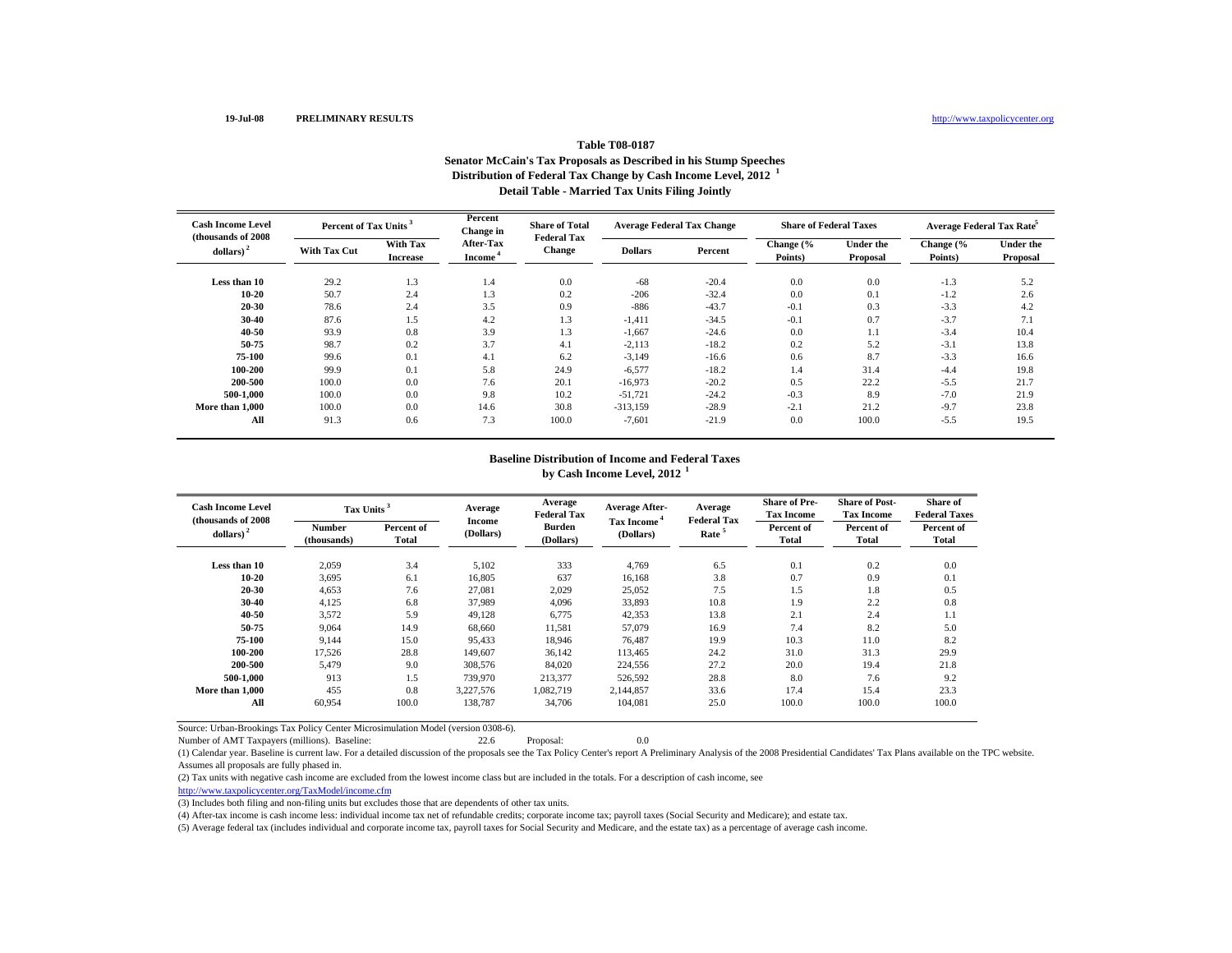19-Jul-08 **PRELIMINARY RESULTS** http://www.taxpolicycenter.org

## Table T08-0187
### Senator McCain's Tax Proposals as Described in his Stump Speeches
### Distribution of Federal Tax Change by Cash Income Level, 2012 [1]
### Detail Table - Married Tax Units Filing Jointly

| Cash Income Level (thousands of 2008 dollars) [2] | Percent of Tax Units [3] | | Percent Change in After-Tax Income [4] | Share of Total Federal Tax Change | Average Federal Tax Change | | Share of Federal Taxes | | Average Federal Tax Rate[5] | |
|---|---|---|---|---|---|---|---|---|---|---|
| | With Tax Cut | With Tax Increase | | | Dollars | Percent | Change (% Points) | Under the Proposal | Change (% Points) | Under the Proposal |
| Less than 10 | 29.2 | 1.3 | 1.4 | 0.0 | -68 | -20.4 | 0.0 | 0.0 | -1.3 | 5.2 |
| 10-20 | 50.7 | 2.4 | 1.3 | 0.2 | -206 | -32.4 | 0.0 | 0.1 | -1.2 | 2.6 |
| 20-30 | 78.6 | 2.4 | 3.5 | 0.9 | -886 | -43.7 | -0.1 | 0.3 | -3.3 | 4.2 |
| 30-40 | 87.6 | 1.5 | 4.2 | 1.3 | -1,411 | -34.5 | -0.1 | 0.7 | -3.7 | 7.1 |
| 40-50 | 93.9 | 0.8 | 3.9 | 1.3 | -1,667 | -24.6 | 0.0 | 1.1 | -3.4 | 10.4 |
| 50-75 | 98.7 | 0.2 | 3.7 | 4.1 | -2,113 | -18.2 | 0.2 | 5.2 | -3.1 | 13.8 |
| 75-100 | 99.6 | 0.1 | 4.1 | 6.2 | -3,149 | -16.6 | 0.6 | 8.7 | -3.3 | 16.6 |
| 100-200 | 99.9 | 0.1 | 5.8 | 24.9 | -6,577 | -18.2 | 1.4 | 31.4 | -4.4 | 19.8 |
| 200-500 | 100.0 | 0.0 | 7.6 | 20.1 | -16,973 | -20.2 | 0.5 | 22.2 | -5.5 | 21.7 |
| 500-1,000 | 100.0 | 0.0 | 9.8 | 10.2 | -51,721 | -24.2 | -0.3 | 8.9 | -7.0 | 21.9 |
| More than 1,000 | 100.0 | 0.0 | 14.6 | 30.8 | -313,159 | -28.9 | -2.1 | 21.2 | -9.7 | 23.8 |
| All | 91.3 | 0.6 | 7.3 | 100.0 | -7,601 | -21.9 | 0.0 | 100.0 | -5.5 | 19.5 |

### Baseline Distribution of Income and Federal Taxes by Cash Income Level, 2012 [1]

| Cash Income Level (thousands of 2008 dollars) [2] | Tax Units [3] | | Average Income (Dollars) | Average Federal Tax Burden (Dollars) | Average After-Tax Income [4] (Dollars) | Average Federal Tax Rate [5] | Share of Pre-Tax Income | Share of Post-Tax Income | Share of Federal Taxes |
|---|---|---|---|---|---|---|---|---|---|
| | Number (thousands) | Percent of Total | | | | | Percent of Total | Percent of Total | Percent of Total |
| Less than 10 | 2,059 | 3.4 | 5,102 | 333 | 4,769 | 6.5 | 0.1 | 0.2 | 0.0 |
| 10-20 | 3,695 | 6.1 | 16,805 | 637 | 16,168 | 3.8 | 0.7 | 0.9 | 0.1 |
| 20-30 | 4,653 | 7.6 | 27,081 | 2,029 | 25,052 | 7.5 | 1.5 | 1.8 | 0.5 |
| 30-40 | 4,125 | 6.8 | 37,989 | 4,096 | 33,893 | 10.8 | 1.9 | 2.2 | 0.8 |
| 40-50 | 3,572 | 5.9 | 49,128 | 6,775 | 42,353 | 13.8 | 2.1 | 2.4 | 1.1 |
| 50-75 | 9,064 | 14.9 | 68,660 | 11,581 | 57,079 | 16.9 | 7.4 | 8.2 | 5.0 |
| 75-100 | 9,144 | 15.0 | 95,433 | 18,946 | 76,487 | 19.9 | 10.3 | 11.0 | 8.2 |
| 100-200 | 17,526 | 28.8 | 149,607 | 36,142 | 113,465 | 24.2 | 31.0 | 31.3 | 29.9 |
| 200-500 | 5,479 | 9.0 | 308,576 | 84,020 | 224,556 | 27.2 | 20.0 | 19.4 | 21.8 |
| 500-1,000 | 913 | 1.5 | 739,970 | 213,377 | 526,592 | 28.8 | 8.0 | 7.6 | 9.2 |
| More than 1,000 | 455 | 0.8 | 3,227,576 | 1,082,719 | 2,144,857 | 33.6 | 17.4 | 15.4 | 23.3 |
| All | 60,954 | 100.0 | 138,787 | 34,706 | 104,081 | 25.0 | 100.0 | 100.0 | 100.0 |

Source: Urban-Brookings Tax Policy Center Microsimulation Model (version 0308-6).

Number of AMT Taxpayers (millions). Baseline: 22.6 Proposal: 0.0

(1) Calendar year. Baseline is current law. For a detailed discussion of the proposals see the Tax Policy Center's report A Preliminary Analysis of the 2008 Presidential Candidates' Tax Plans available on the TPC website. Assumes all proposals are fully phased in.

(2) Tax units with negative cash income are excluded from the lowest income class but are included in the totals. For a description of cash income, see http://www.taxpolicycenter.org/TaxModel/income.cfm

(3) Includes both filing and non-filing units but excludes those that are dependents of other tax units.

(4) After-tax income is cash income less: individual income tax net of refundable credits; corporate income tax; payroll taxes (Social Security and Medicare); and estate tax.

(5) Average federal tax (includes individual and corporate income tax, payroll taxes for Social Security and Medicare, and the estate tax) as a percentage of average cash income.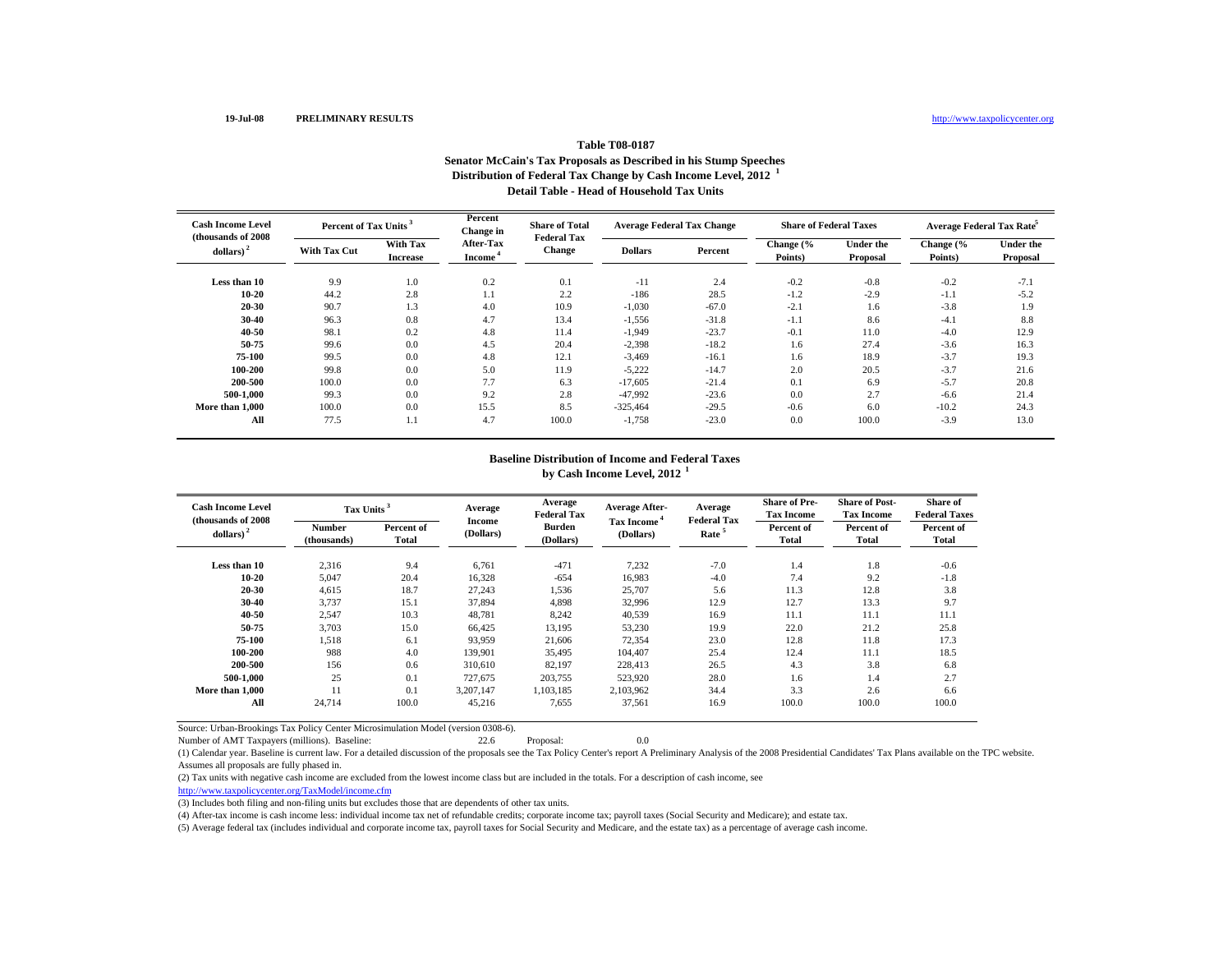19-Jul-08 **PRELIMINARY RESULTS** http://www.taxpolicycenter.org

**Table T08-0187**
**Senator McCain's Tax Proposals as Described in his Stump Speeches**
**Distribution of Federal Tax Change by Cash Income Level, 2012 [1]**
**Detail Table - Head of Household Tax Units**

| Cash Income Level (thousands of 2008 dollars) [2] | Percent of Tax Units [3] | | Percent Change in After-Tax Income [4] | Share of Total Federal Tax Change | Average Federal Tax Change | | Share of Federal Taxes | | Average Federal Tax Rate[5] | |
|---|---|---|---|---|---|---|---|---|---|---|
| | With Tax Cut | With Tax Increase | | | Dollars | Percent | Change (% Points) | Under the Proposal | Change (% Points) | Under the Proposal |
| Less than 10 | 9.9 | 1.0 | 0.2 | 0.1 | -11 | 2.4 | -0.2 | -0.8 | -0.2 | -7.1 |
| 10-20 | 44.2 | 2.8 | 1.1 | 2.2 | -186 | 28.5 | -1.2 | -2.9 | -1.1 | -5.2 |
| 20-30 | 90.7 | 1.3 | 4.0 | 10.9 | -1,030 | -67.0 | -2.1 | 1.6 | -3.8 | 1.9 |
| 30-40 | 96.3 | 0.8 | 4.7 | 13.4 | -1,556 | -31.8 | -1.1 | 8.6 | -4.1 | 8.8 |
| 40-50 | 98.1 | 0.2 | 4.8 | 11.4 | -1,949 | -23.7 | -0.1 | 11.0 | -4.0 | 12.9 |
| 50-75 | 99.6 | 0.0 | 4.5 | 20.4 | -2,398 | -18.2 | 1.6 | 27.4 | -3.6 | 16.3 |
| 75-100 | 99.5 | 0.0 | 4.8 | 12.1 | -3,469 | -16.1 | 1.6 | 18.9 | -3.7 | 19.3 |
| 100-200 | 99.8 | 0.0 | 5.0 | 11.9 | -5,222 | -14.7 | 2.0 | 20.5 | -3.7 | 21.6 |
| 200-500 | 100.0 | 0.0 | 7.7 | 6.3 | -17,605 | -21.4 | 0.1 | 6.9 | -5.7 | 20.8 |
| 500-1,000 | 99.3 | 0.0 | 9.2 | 2.8 | -47,992 | -23.6 | 0.0 | 2.7 | -6.6 | 21.4 |
| More than 1,000 | 100.0 | 0.0 | 15.5 | 8.5 | -325,464 | -29.5 | -0.6 | 6.0 | -10.2 | 24.3 |
| All | 77.5 | 1.1 | 4.7 | 100.0 | -1,758 | -23.0 | 0.0 | 100.0 | -3.9 | 13.0 |

**Baseline Distribution of Income and Federal Taxes**
**by Cash Income Level, 2012 [1]**

| Cash Income Level (thousands of 2008 dollars) [2] | Tax Units [3] | | Average Income (Dollars) | Average Federal Tax Burden (Dollars) | Average After-Tax Income [4] (Dollars) | Average Federal Tax Rate [5] | Share of Pre-Tax Income | Share of Post-Tax Income | Share of Federal Taxes |
|---|---|---|---|---|---|---|---|---|---|
| | Number (thousands) | Percent of Total | | | | | Percent of Total | Percent of Total | Percent of Total |
| Less than 10 | 2,316 | 9.4 | 6,761 | -471 | 7,232 | -7.0 | 1.4 | 1.8 | -0.6 |
| 10-20 | 5,047 | 20.4 | 16,328 | -654 | 16,983 | -4.0 | 7.4 | 9.2 | -1.8 |
| 20-30 | 4,615 | 18.7 | 27,243 | 1,536 | 25,707 | 5.6 | 11.3 | 12.8 | 3.8 |
| 30-40 | 3,737 | 15.1 | 37,894 | 4,898 | 32,996 | 12.9 | 12.7 | 13.3 | 9.7 |
| 40-50 | 2,547 | 10.3 | 48,781 | 8,242 | 40,539 | 16.9 | 11.1 | 11.1 | 11.1 |
| 50-75 | 3,703 | 15.0 | 66,425 | 13,195 | 53,230 | 19.9 | 22.0 | 21.2 | 25.8 |
| 75-100 | 1,518 | 6.1 | 93,959 | 21,606 | 72,354 | 23.0 | 12.8 | 11.8 | 17.3 |
| 100-200 | 988 | 4.0 | 139,901 | 35,495 | 104,407 | 25.4 | 12.4 | 11.1 | 18.5 |
| 200-500 | 156 | 0.6 | 310,610 | 82,197 | 228,413 | 26.5 | 4.3 | 3.8 | 6.8 |
| 500-1,000 | 25 | 0.1 | 727,675 | 203,755 | 523,920 | 28.0 | 1.6 | 1.4 | 2.7 |
| More than 1,000 | 11 | 0.1 | 3,207,147 | 1,103,185 | 2,103,962 | 34.4 | 3.3 | 2.6 | 6.6 |
| All | 24,714 | 100.0 | 45,216 | 7,655 | 37,561 | 16.9 | 100.0 | 100.0 | 100.0 |

Source: Urban-Brookings Tax Policy Center Microsimulation Model (version 0308-6).

Number of AMT Taxpayers (millions). Baseline: 22.6 Proposal: 0.0

(1) Calendar year. Baseline is current law. For a detailed discussion of the proposals see the Tax Policy Center's report A Preliminary Analysis of the 2008 Presidential Candidates' Tax Plans available on the TPC website. Assumes all proposals are fully phased in.

(2) Tax units with negative cash income are excluded from the lowest income class but are included in the totals. For a description of cash income, see http://www.taxpolicycenter.org/TaxModel/income.cfm

(3) Includes both filing and non-filing units but excludes those that are dependents of other tax units.

(4) After-tax income is cash income less: individual income tax net of refundable credits; corporate income tax; payroll taxes (Social Security and Medicare); and estate tax.

(5) Average federal tax (includes individual and corporate income tax, payroll taxes for Social Security and Medicare, and the estate tax) as a percentage of average cash income.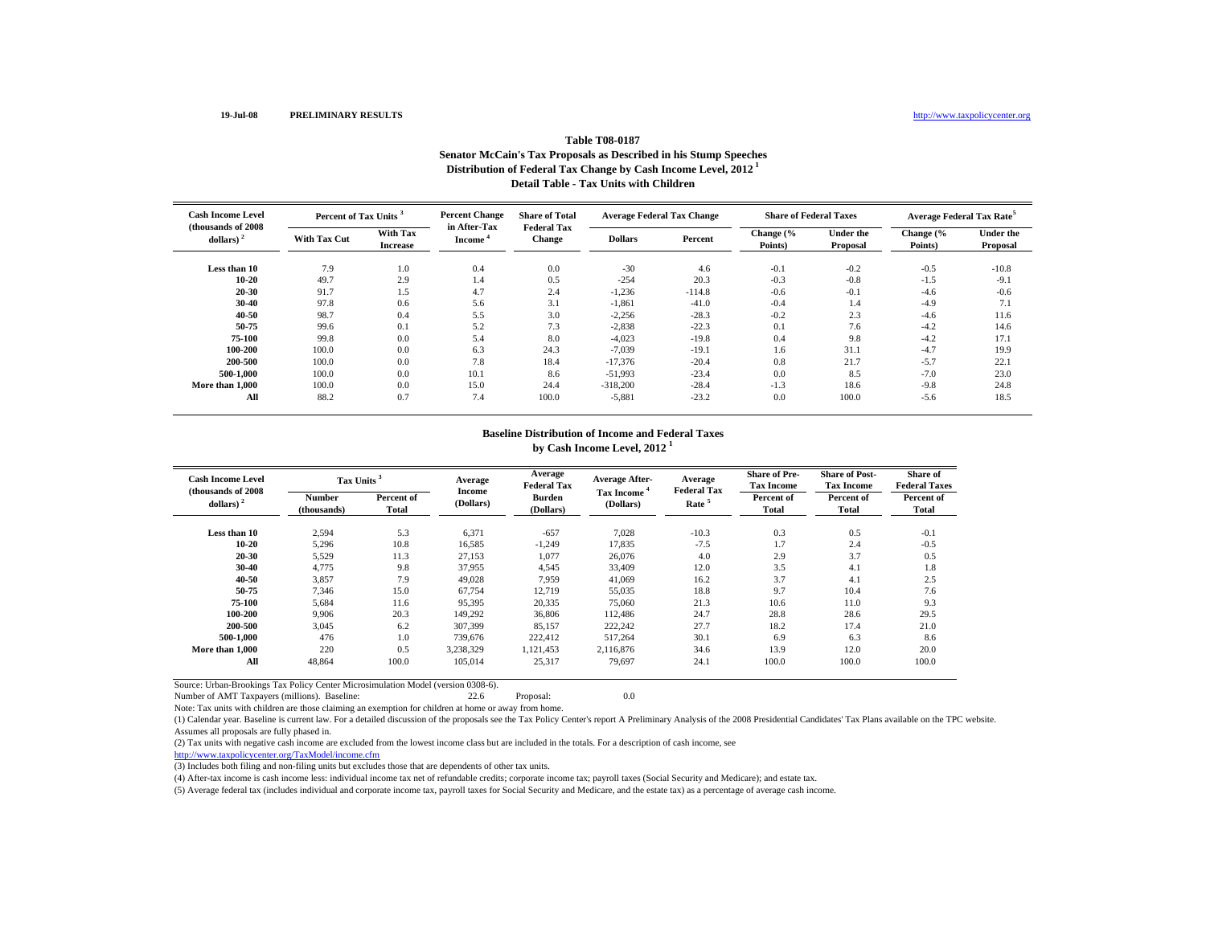19-Jul-08 **PRELIMINARY RESULTS** http://www.taxpolicycenter.org

## Table T08-0187

### Senator McCain's Tax Proposals as Described in his Stump Speeches
### Distribution of Federal Tax Change by Cash Income Level, 2012 [1]
### Detail Table - Tax Units with Children

| Cash Income Level (thousands of 2008 dollars) [2] | Percent of Tax Units [3] | | Percent Change in After-Tax Income [4] | Share of Total Federal Tax Change | Average Federal Tax Change | | Share of Federal Taxes | | Average Federal Tax Rate [5] | |
|---|---|---|---|---|---|---|---|---|---|---|
| | With Tax Cut | With Tax Increase | | | Dollars | Percent | Change (% Points) | Under the Proposal | Change (% Points) | Under the Proposal |
| Less than 10 | 7.9 | 1.0 | 0.4 | 0.0 | -30 | 4.6 | -0.1 | -0.2 | -0.5 | -10.8 |
| 10-20 | 49.7 | 2.9 | 1.4 | 0.5 | -254 | 20.3 | -0.3 | -0.8 | -1.5 | -9.1 |
| 20-30 | 91.7 | 1.5 | 4.7 | 2.4 | -1,236 | -114.8 | -0.6 | -0.1 | -4.6 | -0.6 |
| 30-40 | 97.8 | 0.6 | 5.6 | 3.1 | -1,861 | -41.0 | -0.4 | 1.4 | -4.9 | 7.1 |
| 40-50 | 98.7 | 0.4 | 5.5 | 3.0 | -2,256 | -28.3 | -0.2 | 2.3 | -4.6 | 11.6 |
| 50-75 | 99.6 | 0.1 | 5.2 | 7.3 | -2,838 | -22.3 | 0.1 | 7.6 | -4.2 | 14.6 |
| 75-100 | 99.8 | 0.0 | 5.4 | 8.0 | -4,023 | -19.8 | 0.4 | 9.8 | -4.2 | 17.1 |
| 100-200 | 100.0 | 0.0 | 6.3 | 24.3 | -7,039 | -19.1 | 1.6 | 31.1 | -4.7 | 19.9 |
| 200-500 | 100.0 | 0.0 | 7.8 | 18.4 | -17,376 | -20.4 | 0.8 | 21.7 | -5.7 | 22.1 |
| 500-1,000 | 100.0 | 0.0 | 10.1 | 8.6 | -51,993 | -23.4 | 0.0 | 8.5 | -7.0 | 23.0 |
| More than 1,000 | 100.0 | 0.0 | 15.0 | 24.4 | -318,200 | -28.4 | -1.3 | 18.6 | -9.8 | 24.8 |
| All | 88.2 | 0.7 | 7.4 | 100.0 | -5,881 | -23.2 | 0.0 | 100.0 | -5.6 | 18.5 |

### Baseline Distribution of Income and Federal Taxes by Cash Income Level, 2012 [1]

| Cash Income Level (thousands of 2008 dollars) [2] | Tax Units [3] | | Average Income (Dollars) | Average Federal Tax Burden (Dollars) | Average After-Tax Income [4] (Dollars) | Average Federal Tax Rate [5] | Share of Pre-Tax Income | Share of Post-Tax Income | Share of Federal Taxes |
|---|---|---|---|---|---|---|---|---|---|
| | Number (thousands) | Percent of Total | | | | | Percent of Total | Percent of Total | Percent of Total |
| Less than 10 | 2,594 | 5.3 | 6,371 | -657 | 7,028 | -10.3 | 0.3 | 0.5 | -0.1 |
| 10-20 | 5,296 | 10.8 | 16,585 | -1,249 | 17,835 | -7.5 | 1.7 | 2.4 | -0.5 |
| 20-30 | 5,529 | 11.3 | 27,153 | 1,077 | 26,076 | 4.0 | 2.9 | 3.7 | 0.5 |
| 30-40 | 4,775 | 9.8 | 37,955 | 4,545 | 33,409 | 12.0 | 3.5 | 4.1 | 1.8 |
| 40-50 | 3,857 | 7.9 | 49,028 | 7,959 | 41,069 | 16.2 | 3.7 | 4.1 | 2.5 |
| 50-75 | 7,346 | 15.0 | 67,754 | 12,719 | 55,035 | 18.8 | 9.7 | 10.4 | 7.6 |
| 75-100 | 5,684 | 11.6 | 95,395 | 20,335 | 75,060 | 21.3 | 10.6 | 11.0 | 9.3 |
| 100-200 | 9,906 | 20.3 | 149,292 | 36,806 | 112,486 | 24.7 | 28.8 | 28.6 | 29.5 |
| 200-500 | 3,045 | 6.2 | 307,399 | 85,157 | 222,242 | 27.7 | 18.2 | 17.4 | 21.0 |
| 500-1,000 | 476 | 1.0 | 739,676 | 222,412 | 517,264 | 30.1 | 6.9 | 6.3 | 8.6 |
| More than 1,000 | 220 | 0.5 | 3,238,329 | 1,121,453 | 2,116,876 | 34.6 | 13.9 | 12.0 | 20.0 |
| All | 48,864 | 100.0 | 105,014 | 25,317 | 79,697 | 24.1 | 100.0 | 100.0 | 100.0 |

Source: Urban-Brookings Tax Policy Center Microsimulation Model (version 0308-6).

Number of AMT Taxpayers (millions). Baseline: 22.6 Proposal: 0.0

Note: Tax units with children are those claiming an exemption for children at home or away from home.

(1) Calendar year. Baseline is current law. For a detailed discussion of the proposals see the Tax Policy Center's report A Preliminary Analysis of the 2008 Presidential Candidates' Tax Plans available on the TPC website. Assumes all proposals are fully phased in.

(2) Tax units with negative cash income are excluded from the lowest income class but are included in the totals. For a description of cash income, see http://www.taxpolicycenter.org/TaxModel/income.cfm

(3) Includes both filing and non-filing units but excludes those that are dependents of other tax units.

(4) After-tax income is cash income less: individual income tax net of refundable credits; corporate income tax; payroll taxes (Social Security and Medicare); and estate tax.

(5) Average federal tax (includes individual and corporate income tax, payroll taxes for Social Security and Medicare, and the estate tax) as a percentage of average cash income.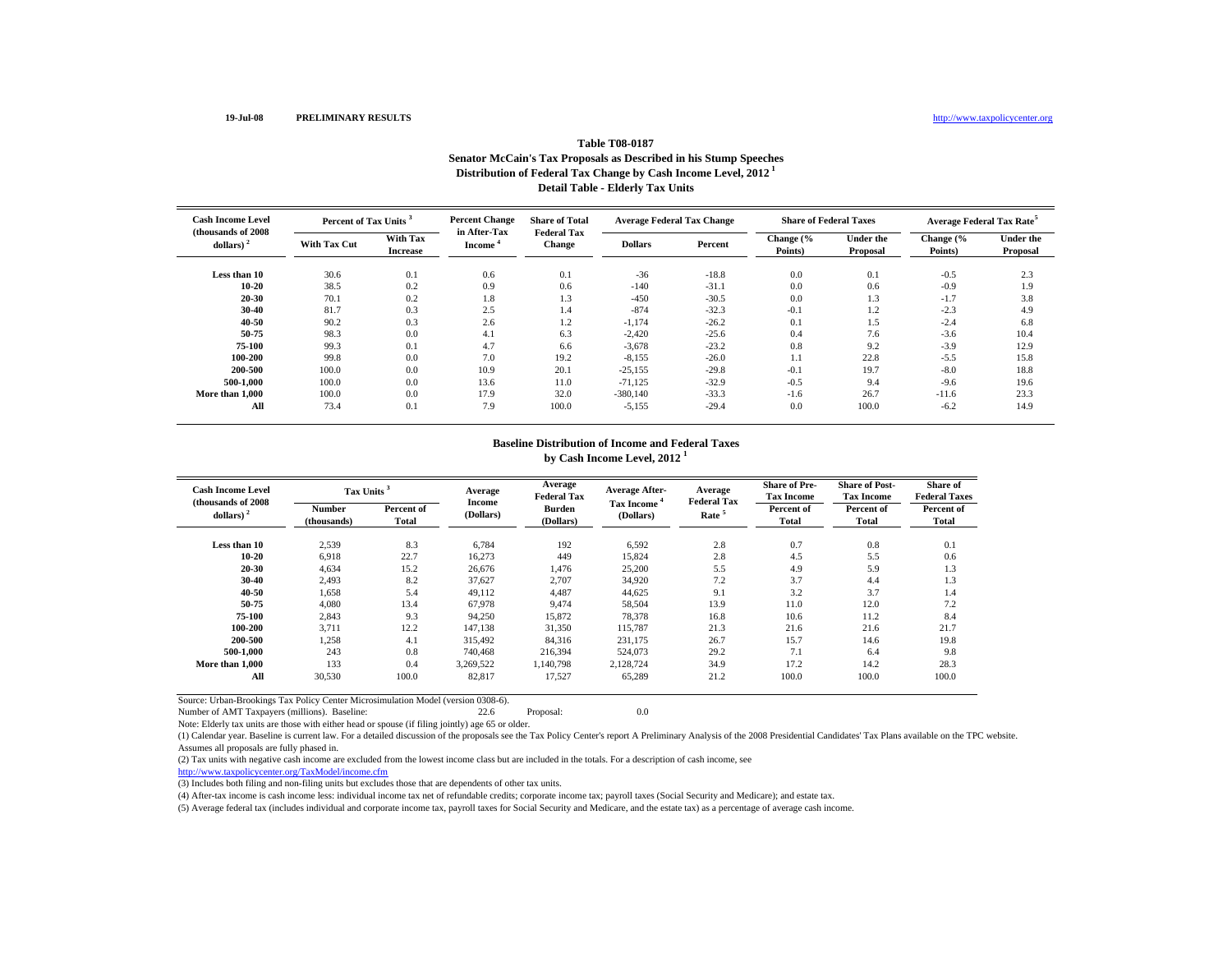19-Jul-08 **PRELIMINARY RESULTS** http://www.taxpolicycenter.org

### Table T08-0187
### Senator McCain's Tax Proposals as Described in his Stump Speeches
### Distribution of Federal Tax Change by Cash Income Level, 2012 [1]
### Detail Table - Elderly Tax Units

| Cash Income Level (thousands of 2008 dollars) [2] | Percent of Tax Units [3] | | Percent Change in After-Tax Income [4] | Share of Total Federal Tax Change | Average Federal Tax Change | | Share of Federal Taxes | | Average Federal Tax Rate [5] | |
|---|---|---|---|---|---|---|---|---|---|---|
| | With Tax Cut | With Tax Increase | | | Dollars | Percent | Change (% Points) | Under the Proposal | Change (% Points) | Under the Proposal |
| Less than 10 | 30.6 | 0.1 | 0.6 | 0.1 | -36 | -18.8 | 0.0 | 0.1 | -0.5 | 2.3 |
| 10-20 | 38.5 | 0.2 | 0.9 | 0.6 | -140 | -31.1 | 0.0 | 0.6 | -0.9 | 1.9 |
| 20-30 | 70.1 | 0.2 | 1.8 | 1.3 | -450 | -30.5 | 0.0 | 1.3 | -1.7 | 3.8 |
| 30-40 | 81.7 | 0.3 | 2.5 | 1.4 | -874 | -32.3 | -0.1 | 1.2 | -2.3 | 4.9 |
| 40-50 | 90.2 | 0.3 | 2.6 | 1.2 | -1,174 | -26.2 | 0.1 | 1.5 | -2.4 | 6.8 |
| 50-75 | 98.3 | 0.0 | 4.1 | 6.3 | -2,420 | -25.6 | 0.4 | 7.6 | -3.6 | 10.4 |
| 75-100 | 99.3 | 0.1 | 4.7 | 6.6 | -3,678 | -23.2 | 0.8 | 9.2 | -3.9 | 12.9 |
| 100-200 | 99.8 | 0.0 | 7.0 | 19.2 | -8,155 | -26.0 | 1.1 | 22.8 | -5.5 | 15.8 |
| 200-500 | 100.0 | 0.0 | 10.9 | 20.1 | -25,155 | -29.8 | -0.1 | 19.7 | -8.0 | 18.8 |
| 500-1,000 | 100.0 | 0.0 | 13.6 | 11.0 | -71,125 | -32.9 | -0.5 | 9.4 | -9.6 | 19.6 |
| More than 1,000 | 100.0 | 0.0 | 17.9 | 32.0 | -380,140 | -33.3 | -1.6 | 26.7 | -11.6 | 23.3 |
| All | 73.4 | 0.1 | 7.9 | 100.0 | -5,155 | -29.4 | 0.0 | 100.0 | -6.2 | 14.9 |

### Baseline Distribution of Income and Federal Taxes
### by Cash Income Level, 2012 [1]

| Cash Income Level (thousands of 2008 dollars) [2] | Tax Units [3] | | Average Income (Dollars) | Average Federal Tax Burden (Dollars) | Average After-Tax Income [4] (Dollars) | Average Federal Tax Rate [5] | Share of Pre-Tax Income | Share of Post-Tax Income | Share of Federal Taxes |
|---|---|---|---|---|---|---|---|---|---|
| | Number (thousands) | Percent of Total | | | | | Percent of Total | Percent of Total | Percent of Total |
| Less than 10 | 2,539 | 8.3 | 6,784 | 192 | 6,592 | 2.8 | 0.7 | 0.8 | 0.1 |
| 10-20 | 6,918 | 22.7 | 16,273 | 449 | 15,824 | 2.8 | 4.5 | 5.5 | 0.6 |
| 20-30 | 4,634 | 15.2 | 26,676 | 1,476 | 25,200 | 5.5 | 4.9 | 5.9 | 1.3 |
| 30-40 | 2,493 | 8.2 | 37,627 | 2,707 | 34,920 | 7.2 | 3.7 | 4.4 | 1.3 |
| 40-50 | 1,658 | 5.4 | 49,112 | 4,487 | 44,625 | 9.1 | 3.2 | 3.7 | 1.4 |
| 50-75 | 4,080 | 13.4 | 67,978 | 9,474 | 58,504 | 13.9 | 11.0 | 12.0 | 7.2 |
| 75-100 | 2,843 | 9.3 | 94,250 | 15,872 | 78,378 | 16.8 | 10.6 | 11.2 | 8.4 |
| 100-200 | 3,711 | 12.2 | 147,138 | 31,350 | 115,787 | 21.3 | 21.6 | 21.6 | 21.7 |
| 200-500 | 1,258 | 4.1 | 315,492 | 84,316 | 231,175 | 26.7 | 15.7 | 14.6 | 19.8 |
| 500-1,000 | 243 | 0.8 | 740,468 | 216,394 | 524,073 | 29.2 | 7.1 | 6.4 | 9.8 |
| More than 1,000 | 133 | 0.4 | 3,269,522 | 1,140,798 | 2,128,724 | 34.9 | 17.2 | 14.2 | 28.3 |
| All | 30,530 | 100.0 | 82,817 | 17,527 | 65,289 | 21.2 | 100.0 | 100.0 | 100.0 |

Source: Urban-Brookings Tax Policy Center Microsimulation Model (version 0308-6).

Number of AMT Taxpayers (millions). Baseline: 22.6 Proposal: 0.0

Note: Elderly tax units are those with either head or spouse (if filing jointly) age 65 or older.

(1) Calendar year. Baseline is current law. For a detailed discussion of the proposals see the Tax Policy Center's report A Preliminary Analysis of the 2008 Presidential Candidates' Tax Plans available on the TPC website. Assumes all proposals are fully phased in.

(2) Tax units with negative cash income are excluded from the lowest income class but are included in the totals. For a description of cash income, see http://www.taxpolicycenter.org/TaxModel/income.cfm

(3) Includes both filing and non-filing units but excludes those that are dependents of other tax units.

(4) After-tax income is cash income less: individual income tax net of refundable credits; corporate income tax; payroll taxes (Social Security and Medicare); and estate tax.

(5) Average federal tax (includes individual and corporate income tax, payroll taxes for Social Security and Medicare, and the estate tax) as a percentage of average cash income.